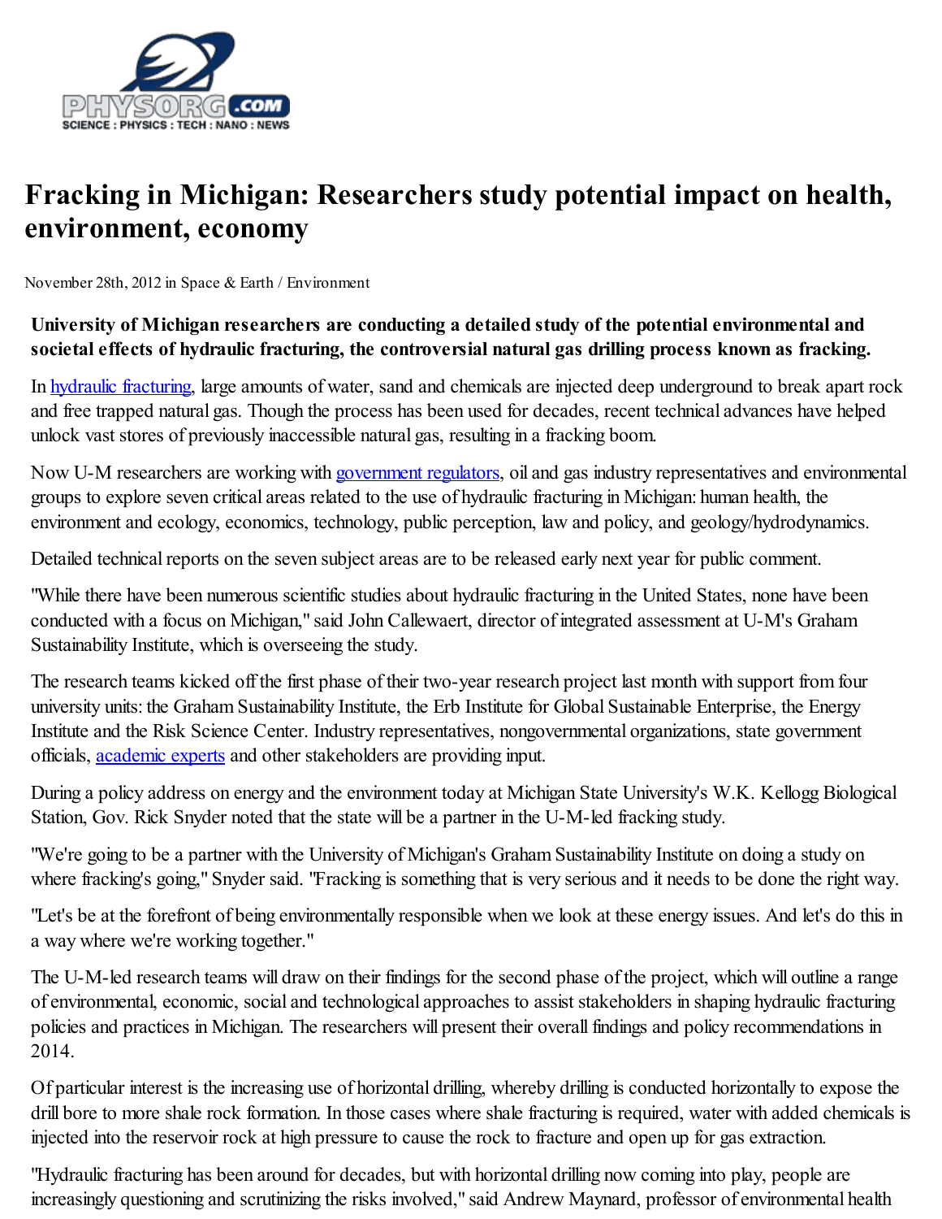# Fracking in Michigan: Researchers study potential impact on health, environment, economy

November 28th, 2012 in Space & Earth / Environment

**University of Michigan researchers are conducting a detailed study of the potential environmental and societal effects of hydraulic fracturing, the controversial natural gas drilling process known as fracking.**

In hydraulic fracturing, large amounts of water, sand and chemicals are injected deep underground to break apart rock and free trapped natural gas. Though the process has been used for decades, recent technical advances have helped unlock vast stores of previously inaccessible natural gas, resulting in a fracking boom.

Now U-M researchers are working with government regulators, oil and gas industry representatives and environmental groups to explore seven critical areas related to the use of hydraulic fracturing in Michigan: human health, the environment and ecology, economics, technology, public perception, law and policy, and geology/hydrodynamics.

Detailed technical reports on the seven subject areas are to be released early next year for public comment.

"While there have been numerous scientific studies about hydraulic fracturing in the United States, none have been conducted with a focus on Michigan," said John Callewaert, director of integrated assessment at U-M's Graham Sustainability Institute, which is overseeing the study.

The research teams kicked off the first phase of their two-year research project last month with support from four university units: the Graham Sustainability Institute, the Erb Institute for Global Sustainable Enterprise, the Energy Institute and the Risk Science Center. Industry representatives, nongovernmental organizations, state government officials, academic experts and other stakeholders are providing input.

During a policy address on energy and the environment today at Michigan State University's W.K. Kellogg Biological Station, Gov. Rick Snyder noted that the state will be a partner in the U-M-led fracking study.

"We're going to be a partner with the University of Michigan's Graham Sustainability Institute on doing a study on where fracking's going," Snyder said. "Fracking is something that is very serious and it needs to be done the right way.

"Let's be at the forefront of being environmentally responsible when we look at these energy issues. And let's do this in a way where we're working together."

The U-M-led research teams will draw on their findings for the second phase of the project, which will outline a range of environmental, economic, social and technological approaches to assist stakeholders in shaping hydraulic fracturing policies and practices in Michigan. The researchers will present their overall findings and policy recommendations in 2014.

Of particular interest is the increasing use of horizontal drilling, whereby drilling is conducted horizontally to expose the drill bore to more shale rock formation. In those cases where shale fracturing is required, water with added chemicals is injected into the reservoir rock at high pressure to cause the rock to fracture and open up for gas extraction.

"Hydraulic fracturing has been around for decades, but with horizontal drilling now coming into play, people are increasingly questioning and scrutinizing the risks involved," said Andrew Maynard, professor of environmental health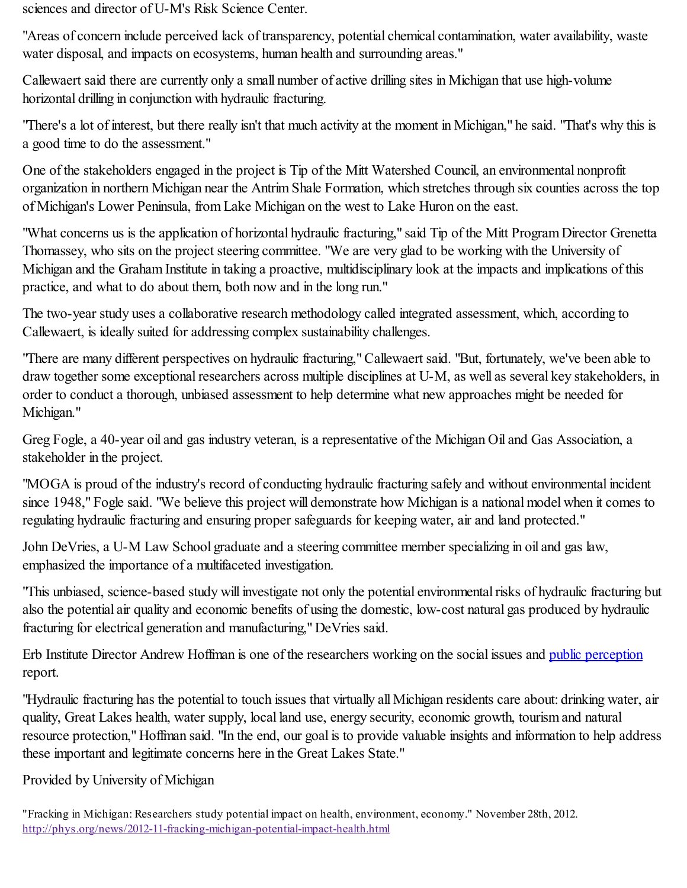sciences and director of U-M's Risk Science Center.

"Areas of concern include perceived lack of transparency, potential chemical contamination, water availability, waste water disposal, and impacts on ecosystems, human health and surrounding areas."

Callewaert said there are currently only a small number of active drilling sites in Michigan that use high-volume horizontal drilling in conjunction with hydraulic fracturing.

"There's a lot of interest, but there really isn't that much activity at the moment in Michigan," he said. "That's why this is a good time to do the assessment."

One of the stakeholders engaged in the project is Tip of the Mitt Watershed Council, an environmental nonprofit organization in northern Michigan near the Antrim Shale Formation, which stretches through six counties across the top of Michigan's Lower Peninsula, from Lake Michigan on the west to Lake Huron on the east.

"What concerns us is the application of horizontal hydraulic fracturing," said Tip of the Mitt Program Director Grenetta Thomassey, who sits on the project steering committee. "We are very glad to be working with the University of Michigan and the Graham Institute in taking a proactive, multidisciplinary look at the impacts and implications of this practice, and what to do about them, both now and in the long run."

The two-year study uses a collaborative research methodology called integrated assessment, which, according to Callewaert, is ideally suited for addressing complex sustainability challenges.

"There are many different perspectives on hydraulic fracturing," Callewaert said. "But, fortunately, we've been able to draw together some exceptional researchers across multiple disciplines at U-M, as well as several key stakeholders, in order to conduct a thorough, unbiased assessment to help determine what new approaches might be needed for Michigan."

Greg Fogle, a 40-year oil and gas industry veteran, is a representative of the Michigan Oil and Gas Association, a stakeholder in the project.

"MOGA is proud of the industry's record of conducting hydraulic fracturing safely and without environmental incident since 1948," Fogle said. "We believe this project will demonstrate how Michigan is a national model when it comes to regulating hydraulic fracturing and ensuring proper safeguards for keeping water, air and land protected."

John DeVries, a U-M Law School graduate and a steering committee member specializing in oil and gas law, emphasized the importance of a multifaceted investigation.

"This unbiased, science-based study will investigate not only the potential environmental risks of hydraulic fracturing but also the potential air quality and economic benefits of using the domestic, low-cost natural gas produced by hydraulic fracturing for electrical generation and manufacturing," DeVries said.

Erb Institute Director Andrew Hoffman is one of the researchers working on the social issues and public perception report.

"Hydraulic fracturing has the potential to touch issues that virtually all Michigan residents care about: drinking water, air quality, Great Lakes health, water supply, local land use, energy security, economic growth, tourism and natural resource protection," Hoffman said. "In the end, our goal is to provide valuable insights and information to help address these important and legitimate concerns here in the Great Lakes State."

Provided by University of Michigan

"Fracking in Michigan: Researchers study potential impact on health, environment, economy." November 28th, 2012. http://phys.org/news/2012-11-fracking-michigan-potential-impact-health.html